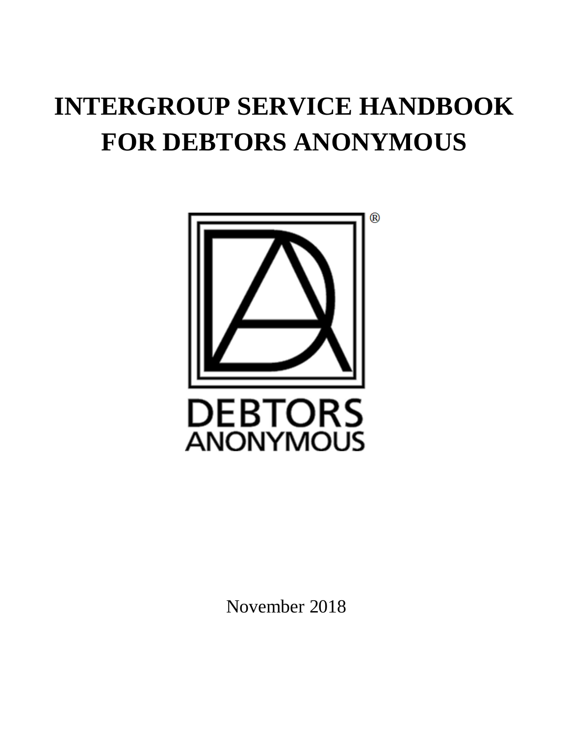# INTERGROUP SERVICE HANDBOOK FOR DEBTORS ANONYMOUS

DEBTORS ANONYMOUS

November 2018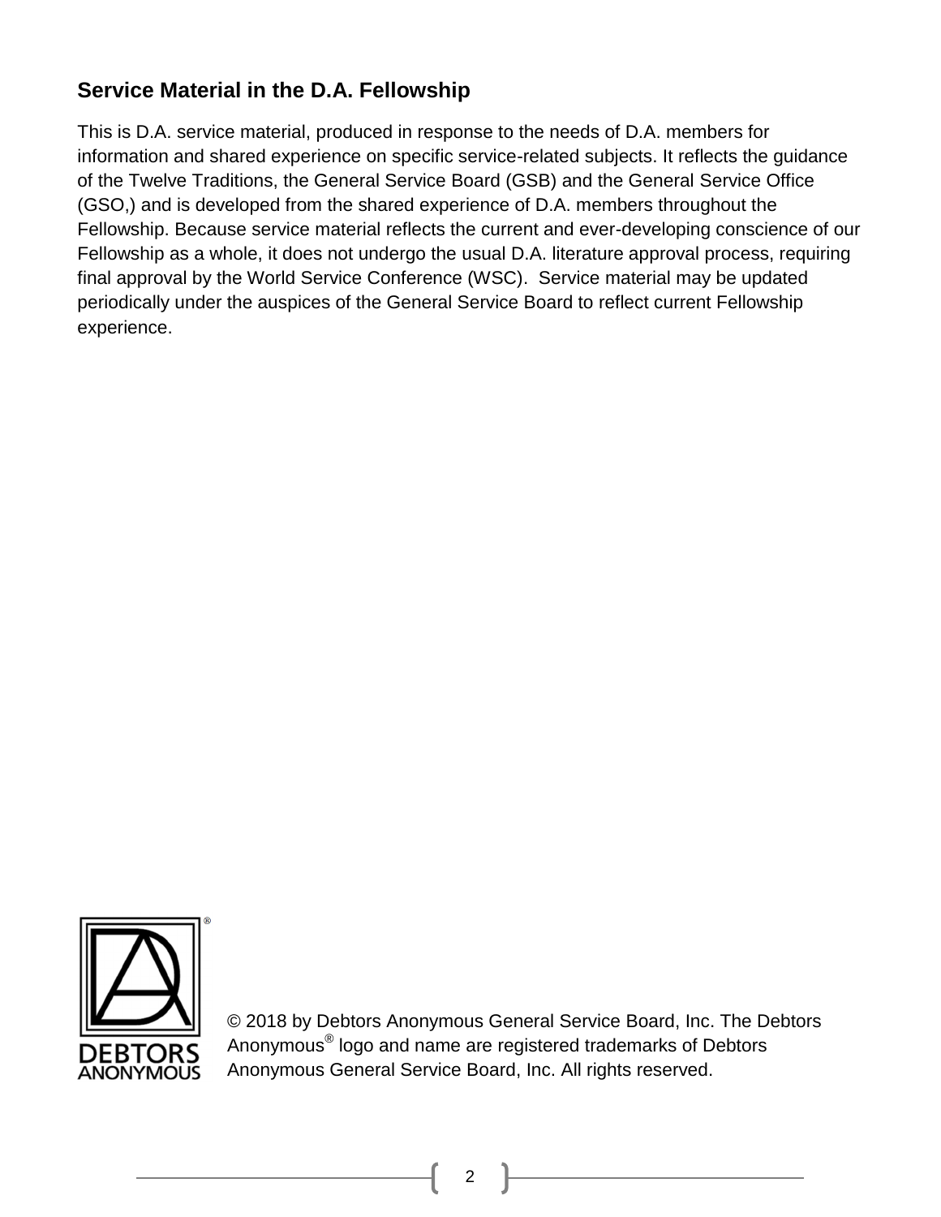## Service Material in the D.A. Fellowship

This is D.A. service material, produced in response to the needs of D.A. members for information and shared experience on specific service-related subjects. It reflects the guidance of the Twelve Traditions, the General Service Board (GSB) and the General Service Office (GSO,) and is developed from the shared experience of D.A. members throughout the Fellowship. Because service material reflects the current and ever-developing conscience of our Fellowship as a whole, it does not undergo the usual D.A. literature approval process, requiring final approval by the World Service Conference (WSC). Service material may be updated periodically under the auspices of the General Service Board to reflect current Fellowship experience.

DEBTORS ANONYMOUS

© 2018 by Debtors Anonymous General Service Board, Inc. The Debtors Anonymous® logo and name are registered trademarks of Debtors Anonymous General Service Board, Inc. All rights reserved.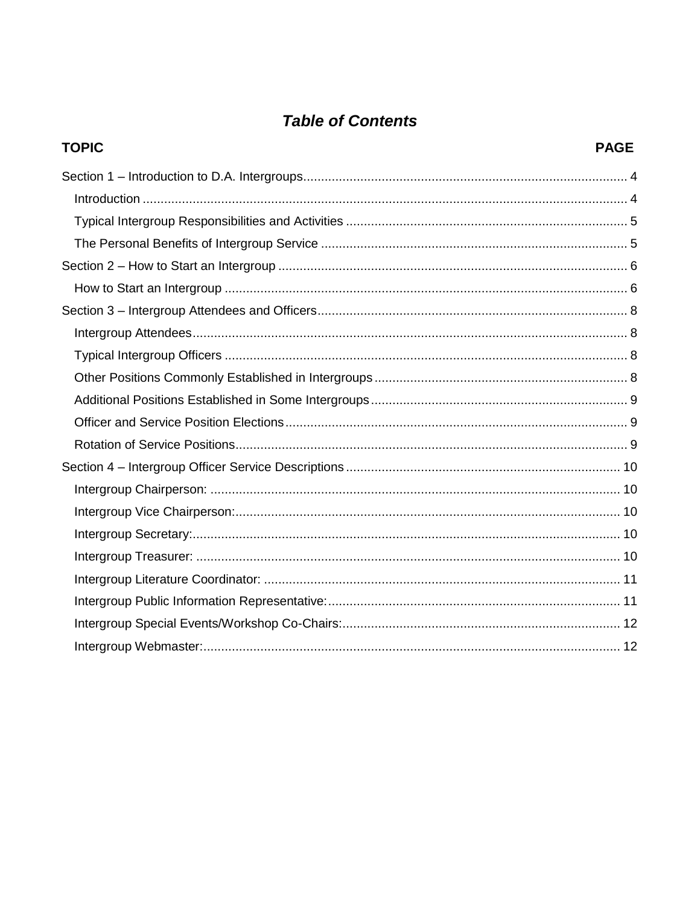# *Table of Contents*

| **TOPIC** | **PAGE** |
|---|---|
| Section 1 – Introduction to D.A. Intergroups | 4 |
| Introduction | 4 |
| Typical Intergroup Responsibilities and Activities | 5 |
| The Personal Benefits of Intergroup Service | 5 |
| Section 2 – How to Start an Intergroup | 6 |
| How to Start an Intergroup | 6 |
| Section 3 – Intergroup Attendees and Officers | 8 |
| Intergroup Attendees | 8 |
| Typical Intergroup Officers | 8 |
| Other Positions Commonly Established in Intergroups | 8 |
| Additional Positions Established in Some Intergroups | 9 |
| Officer and Service Position Elections | 9 |
| Rotation of Service Positions | 9 |
| Section 4 – Intergroup Officer Service Descriptions | 10 |
| Intergroup Chairperson: | 10 |
| Intergroup Vice Chairperson: | 10 |
| Intergroup Secretary: | 10 |
| Intergroup Treasurer: | 10 |
| Intergroup Literature Coordinator: | 11 |
| Intergroup Public Information Representative: | 11 |
| Intergroup Special Events/Workshop Co-Chairs: | 12 |
| Intergroup Webmaster: | 12 |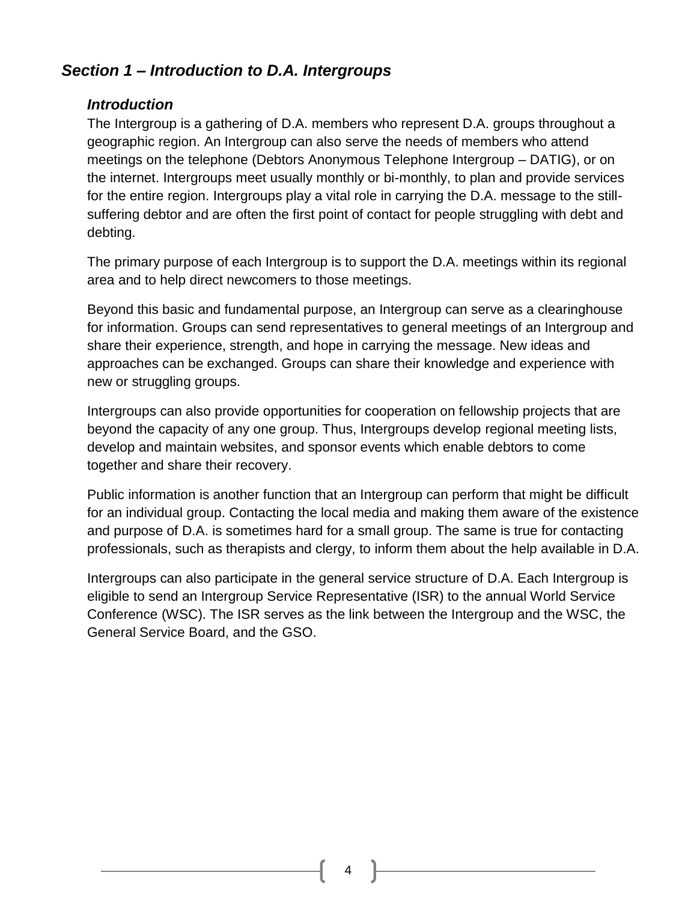## *Section 1 – Introduction to D.A. Intergroups*

### *Introduction*

The Intergroup is a gathering of D.A. members who represent D.A. groups throughout a geographic region. An Intergroup can also serve the needs of members who attend meetings on the telephone (Debtors Anonymous Telephone Intergroup – DATIG), or on the internet. Intergroups meet usually monthly or bi-monthly, to plan and provide services for the entire region. Intergroups play a vital role in carrying the D.A. message to the still-suffering debtor and are often the first point of contact for people struggling with debt and debting.

The primary purpose of each Intergroup is to support the D.A. meetings within its regional area and to help direct newcomers to those meetings.

Beyond this basic and fundamental purpose, an Intergroup can serve as a clearinghouse for information. Groups can send representatives to general meetings of an Intergroup and share their experience, strength, and hope in carrying the message. New ideas and approaches can be exchanged. Groups can share their knowledge and experience with new or struggling groups.

Intergroups can also provide opportunities for cooperation on fellowship projects that are beyond the capacity of any one group. Thus, Intergroups develop regional meeting lists, develop and maintain websites, and sponsor events which enable debtors to come together and share their recovery.

Public information is another function that an Intergroup can perform that might be difficult for an individual group. Contacting the local media and making them aware of the existence and purpose of D.A. is sometimes hard for a small group. The same is true for contacting professionals, such as therapists and clergy, to inform them about the help available in D.A.

Intergroups can also participate in the general service structure of D.A. Each Intergroup is eligible to send an Intergroup Service Representative (ISR) to the annual World Service Conference (WSC). The ISR serves as the link between the Intergroup and the WSC, the General Service Board, and the GSO.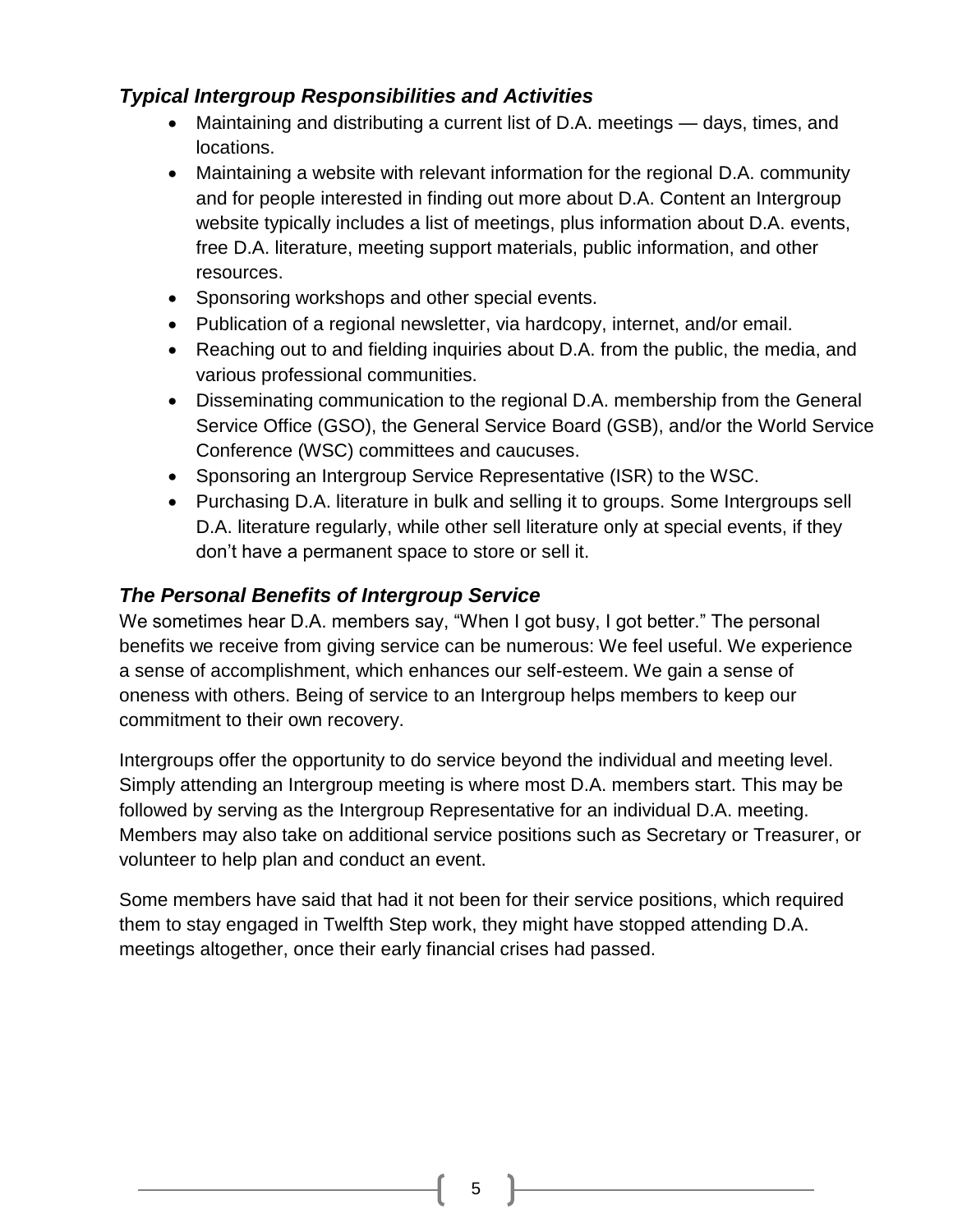### *Typical Intergroup Responsibilities and Activities*

- Maintaining and distributing a current list of D.A. meetings — days, times, and locations.
- Maintaining a website with relevant information for the regional D.A. community and for people interested in finding out more about D.A. Content an Intergroup website typically includes a list of meetings, plus information about D.A. events, free D.A. literature, meeting support materials, public information, and other resources.
- Sponsoring workshops and other special events.
- Publication of a regional newsletter, via hardcopy, internet, and/or email.
- Reaching out to and fielding inquiries about D.A. from the public, the media, and various professional communities.
- Disseminating communication to the regional D.A. membership from the General Service Office (GSO), the General Service Board (GSB), and/or the World Service Conference (WSC) committees and caucuses.
- Sponsoring an Intergroup Service Representative (ISR) to the WSC.
- Purchasing D.A. literature in bulk and selling it to groups. Some Intergroups sell D.A. literature regularly, while other sell literature only at special events, if they don't have a permanent space to store or sell it.

### *The Personal Benefits of Intergroup Service*

We sometimes hear D.A. members say, "When I got busy, I got better." The personal benefits we receive from giving service can be numerous: We feel useful. We experience a sense of accomplishment, which enhances our self-esteem. We gain a sense of oneness with others. Being of service to an Intergroup helps members to keep our commitment to their own recovery.

Intergroups offer the opportunity to do service beyond the individual and meeting level. Simply attending an Intergroup meeting is where most D.A. members start. This may be followed by serving as the Intergroup Representative for an individual D.A. meeting. Members may also take on additional service positions such as Secretary or Treasurer, or volunteer to help plan and conduct an event.

Some members have said that had it not been for their service positions, which required them to stay engaged in Twelfth Step work, they might have stopped attending D.A. meetings altogether, once their early financial crises had passed.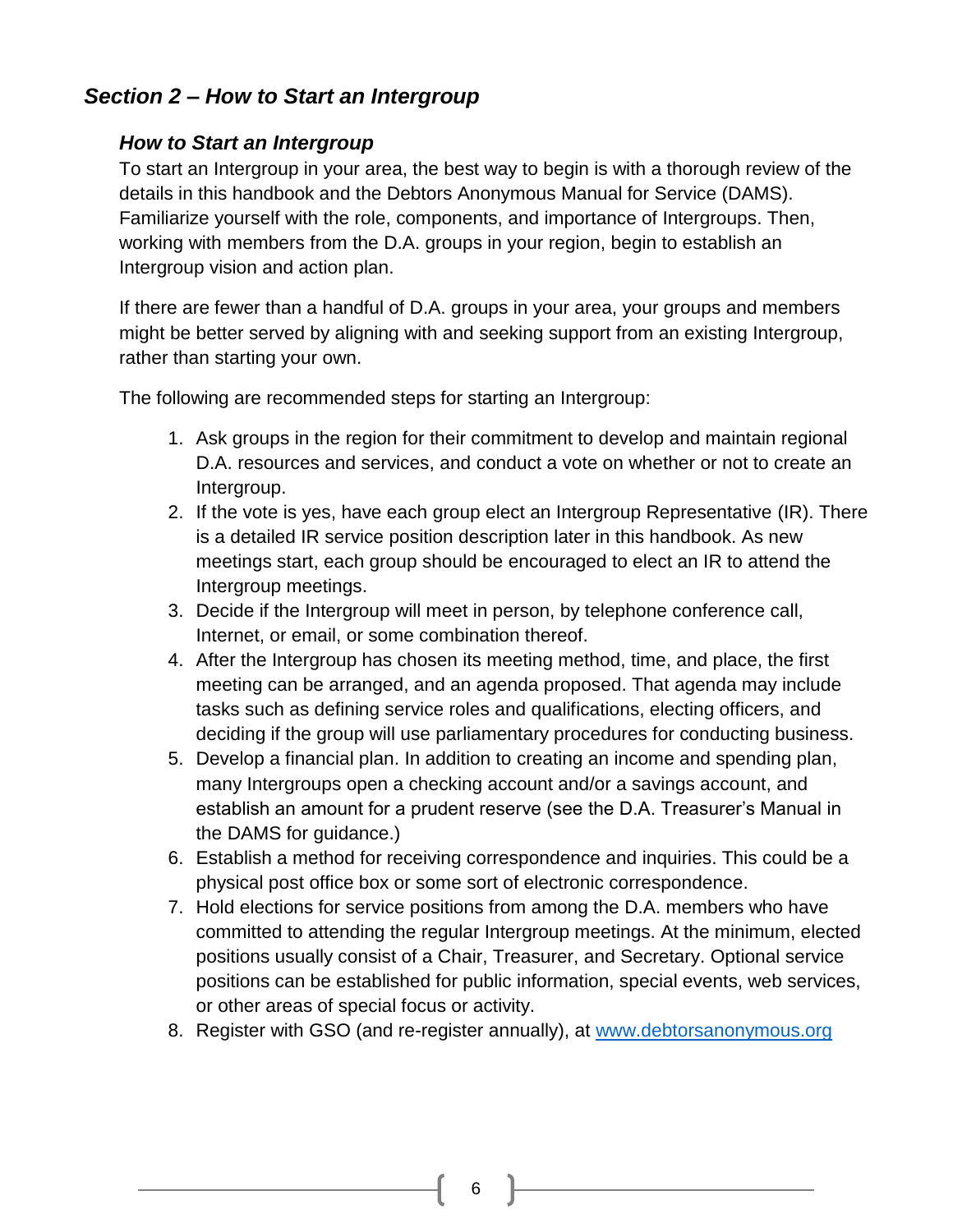## *Section 2 – How to Start an Intergroup*

### *How to Start an Intergroup*

To start an Intergroup in your area, the best way to begin is with a thorough review of the details in this handbook and the Debtors Anonymous Manual for Service (DAMS). Familiarize yourself with the role, components, and importance of Intergroups. Then, working with members from the D.A. groups in your region, begin to establish an Intergroup vision and action plan.

If there are fewer than a handful of D.A. groups in your area, your groups and members might be better served by aligning with and seeking support from an existing Intergroup, rather than starting your own.

The following are recommended steps for starting an Intergroup:

1. Ask groups in the region for their commitment to develop and maintain regional D.A. resources and services, and conduct a vote on whether or not to create an Intergroup.
2. If the vote is yes, have each group elect an Intergroup Representative (IR). There is a detailed IR service position description later in this handbook. As new meetings start, each group should be encouraged to elect an IR to attend the Intergroup meetings.
3. Decide if the Intergroup will meet in person, by telephone conference call, Internet, or email, or some combination thereof.
4. After the Intergroup has chosen its meeting method, time, and place, the first meeting can be arranged, and an agenda proposed. That agenda may include tasks such as defining service roles and qualifications, electing officers, and deciding if the group will use parliamentary procedures for conducting business.
5. Develop a financial plan. In addition to creating an income and spending plan, many Intergroups open a checking account and/or a savings account, and establish an amount for a prudent reserve (see the D.A. Treasurer's Manual in the DAMS for guidance.)
6. Establish a method for receiving correspondence and inquiries. This could be a physical post office box or some sort of electronic correspondence.
7. Hold elections for service positions from among the D.A. members who have committed to attending the regular Intergroup meetings. At the minimum, elected positions usually consist of a Chair, Treasurer, and Secretary. Optional service positions can be established for public information, special events, web services, or other areas of special focus or activity.
8. Register with GSO (and re-register annually), at www.debtorsanonymous.org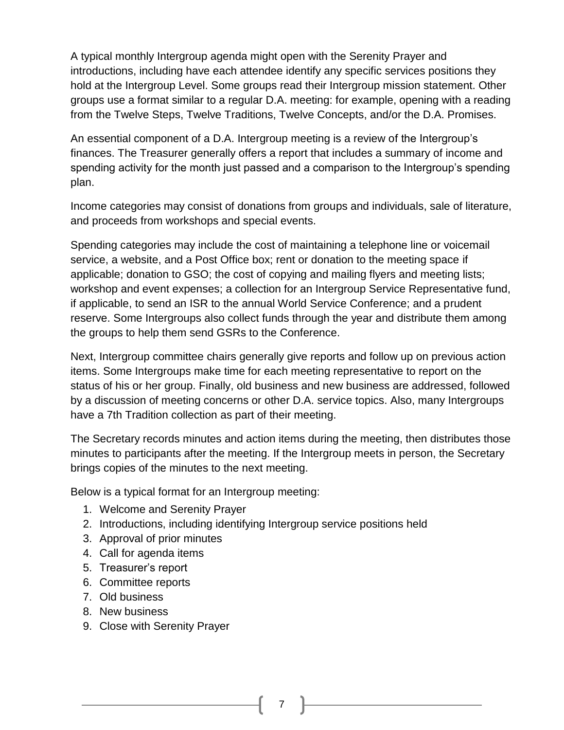A typical monthly Intergroup agenda might open with the Serenity Prayer and introductions, including have each attendee identify any specific services positions they hold at the Intergroup Level. Some groups read their Intergroup mission statement. Other groups use a format similar to a regular D.A. meeting: for example, opening with a reading from the Twelve Steps, Twelve Traditions, Twelve Concepts, and/or the D.A. Promises.

An essential component of a D.A. Intergroup meeting is a review of the Intergroup's finances. The Treasurer generally offers a report that includes a summary of income and spending activity for the month just passed and a comparison to the Intergroup's spending plan.

Income categories may consist of donations from groups and individuals, sale of literature, and proceeds from workshops and special events.

Spending categories may include the cost of maintaining a telephone line or voicemail service, a website, and a Post Office box; rent or donation to the meeting space if applicable; donation to GSO; the cost of copying and mailing flyers and meeting lists; workshop and event expenses; a collection for an Intergroup Service Representative fund, if applicable, to send an ISR to the annual World Service Conference; and a prudent reserve. Some Intergroups also collect funds through the year and distribute them among the groups to help them send GSRs to the Conference.

Next, Intergroup committee chairs generally give reports and follow up on previous action items. Some Intergroups make time for each meeting representative to report on the status of his or her group. Finally, old business and new business are addressed, followed by a discussion of meeting concerns or other D.A. service topics. Also, many Intergroups have a 7th Tradition collection as part of their meeting.

The Secretary records minutes and action items during the meeting, then distributes those minutes to participants after the meeting. If the Intergroup meets in person, the Secretary brings copies of the minutes to the next meeting.

Below is a typical format for an Intergroup meeting:

1. Welcome and Serenity Prayer
2. Introductions, including identifying Intergroup service positions held
3. Approval of prior minutes
4. Call for agenda items
5. Treasurer's report
6. Committee reports
7. Old business
8. New business
9. Close with Serenity Prayer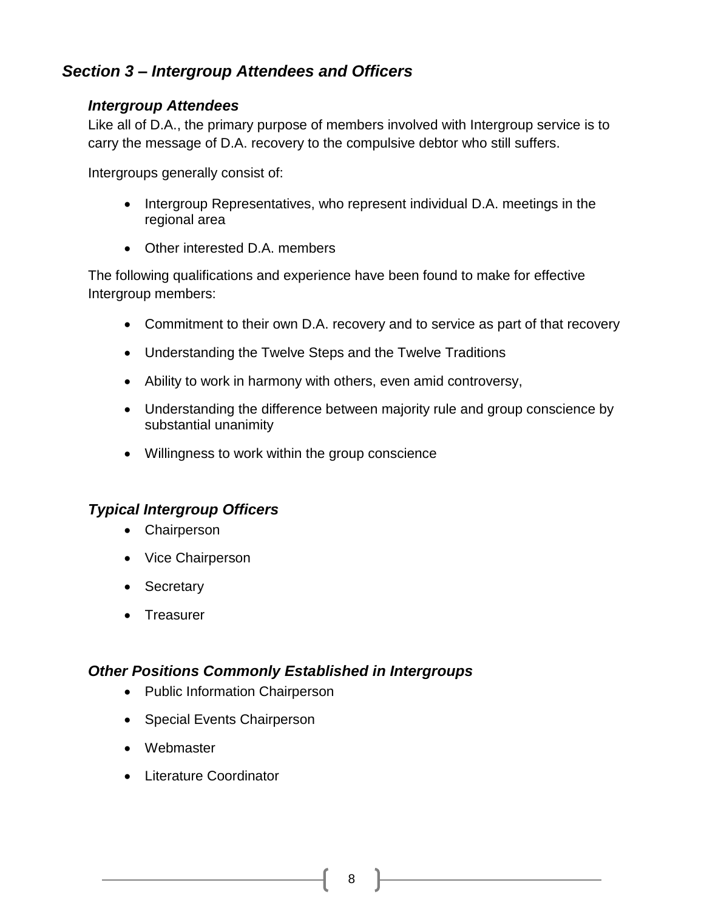## *Section 3 – Intergroup Attendees and Officers*

### *Intergroup Attendees*

Like all of D.A., the primary purpose of members involved with Intergroup service is to carry the message of D.A. recovery to the compulsive debtor who still suffers.

Intergroups generally consist of:

- Intergroup Representatives, who represent individual D.A. meetings in the regional area
- Other interested D.A. members

The following qualifications and experience have been found to make for effective Intergroup members:

- Commitment to their own D.A. recovery and to service as part of that recovery
- Understanding the Twelve Steps and the Twelve Traditions
- Ability to work in harmony with others, even amid controversy,
- Understanding the difference between majority rule and group conscience by substantial unanimity
- Willingness to work within the group conscience

### *Typical Intergroup Officers*

- Chairperson
- Vice Chairperson
- Secretary
- Treasurer

### *Other Positions Commonly Established in Intergroups*

- Public Information Chairperson
- Special Events Chairperson
- Webmaster
- Literature Coordinator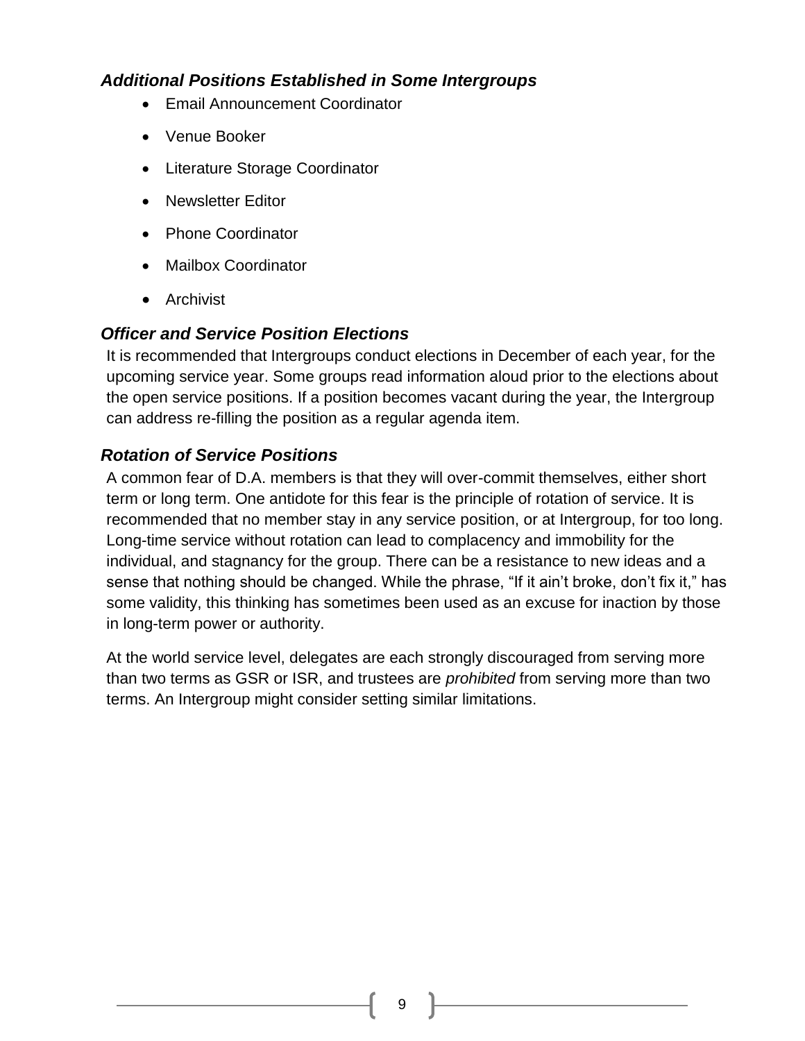### *Additional Positions Established in Some Intergroups*

- Email Announcement Coordinator
- Venue Booker
- Literature Storage Coordinator
- Newsletter Editor
- Phone Coordinator
- Mailbox Coordinator
- Archivist

### *Officer and Service Position Elections*

It is recommended that Intergroups conduct elections in December of each year, for the upcoming service year. Some groups read information aloud prior to the elections about the open service positions. If a position becomes vacant during the year, the Intergroup can address re-filling the position as a regular agenda item.

### *Rotation of Service Positions*

A common fear of D.A. members is that they will over-commit themselves, either short term or long term. One antidote for this fear is the principle of rotation of service. It is recommended that no member stay in any service position, or at Intergroup, for too long. Long-time service without rotation can lead to complacency and immobility for the individual, and stagnancy for the group. There can be a resistance to new ideas and a sense that nothing should be changed. While the phrase, "If it ain't broke, don't fix it," has some validity, this thinking has sometimes been used as an excuse for inaction by those in long-term power or authority.

At the world service level, delegates are each strongly discouraged from serving more than two terms as GSR or ISR, and trustees are *prohibited* from serving more than two terms. An Intergroup might consider setting similar limitations.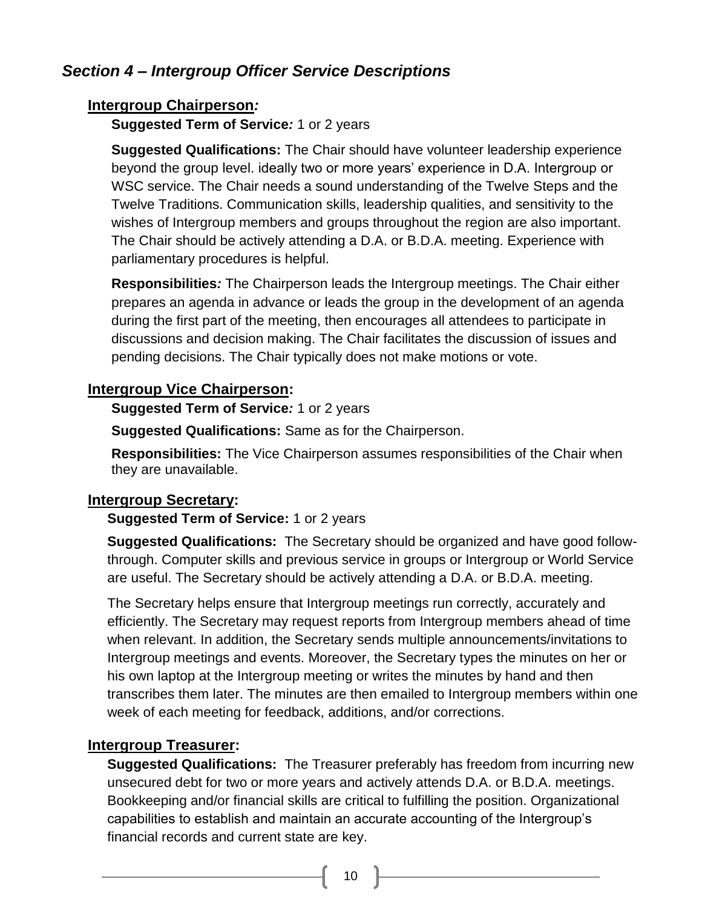## *Section 4 – Intergroup Officer Service Descriptions*

### Intergroup Chairperson*:*

**Suggested Term of Service*:*** 1 or 2 years

**Suggested Qualifications:** The Chair should have volunteer leadership experience beyond the group level. ideally two or more years' experience in D.A. Intergroup or WSC service. The Chair needs a sound understanding of the Twelve Steps and the Twelve Traditions. Communication skills, leadership qualities, and sensitivity to the wishes of Intergroup members and groups throughout the region are also important. The Chair should be actively attending a D.A. or B.D.A. meeting. Experience with parliamentary procedures is helpful.

**Responsibilities*:*** The Chairperson leads the Intergroup meetings. The Chair either prepares an agenda in advance or leads the group in the development of an agenda during the first part of the meeting, then encourages all attendees to participate in discussions and decision making. The Chair facilitates the discussion of issues and pending decisions. The Chair typically does not make motions or vote.

### Intergroup Vice Chairperson:

**Suggested Term of Service*:*** 1 or 2 years

**Suggested Qualifications:** Same as for the Chairperson.

**Responsibilities:** The Vice Chairperson assumes responsibilities of the Chair when they are unavailable.

### Intergroup Secretary:

**Suggested Term of Service:** 1 or 2 years

**Suggested Qualifications:** The Secretary should be organized and have good follow-through. Computer skills and previous service in groups or Intergroup or World Service are useful. The Secretary should be actively attending a D.A. or B.D.A. meeting.

The Secretary helps ensure that Intergroup meetings run correctly, accurately and efficiently. The Secretary may request reports from Intergroup members ahead of time when relevant. In addition, the Secretary sends multiple announcements/invitations to Intergroup meetings and events. Moreover, the Secretary types the minutes on her or his own laptop at the Intergroup meeting or writes the minutes by hand and then transcribes them later. The minutes are then emailed to Intergroup members within one week of each meeting for feedback, additions, and/or corrections.

### Intergroup Treasurer:

**Suggested Qualifications:** The Treasurer preferably has freedom from incurring new unsecured debt for two or more years and actively attends D.A. or B.D.A. meetings. Bookkeeping and/or financial skills are critical to fulfilling the position. Organizational capabilities to establish and maintain an accurate accounting of the Intergroup's financial records and current state are key.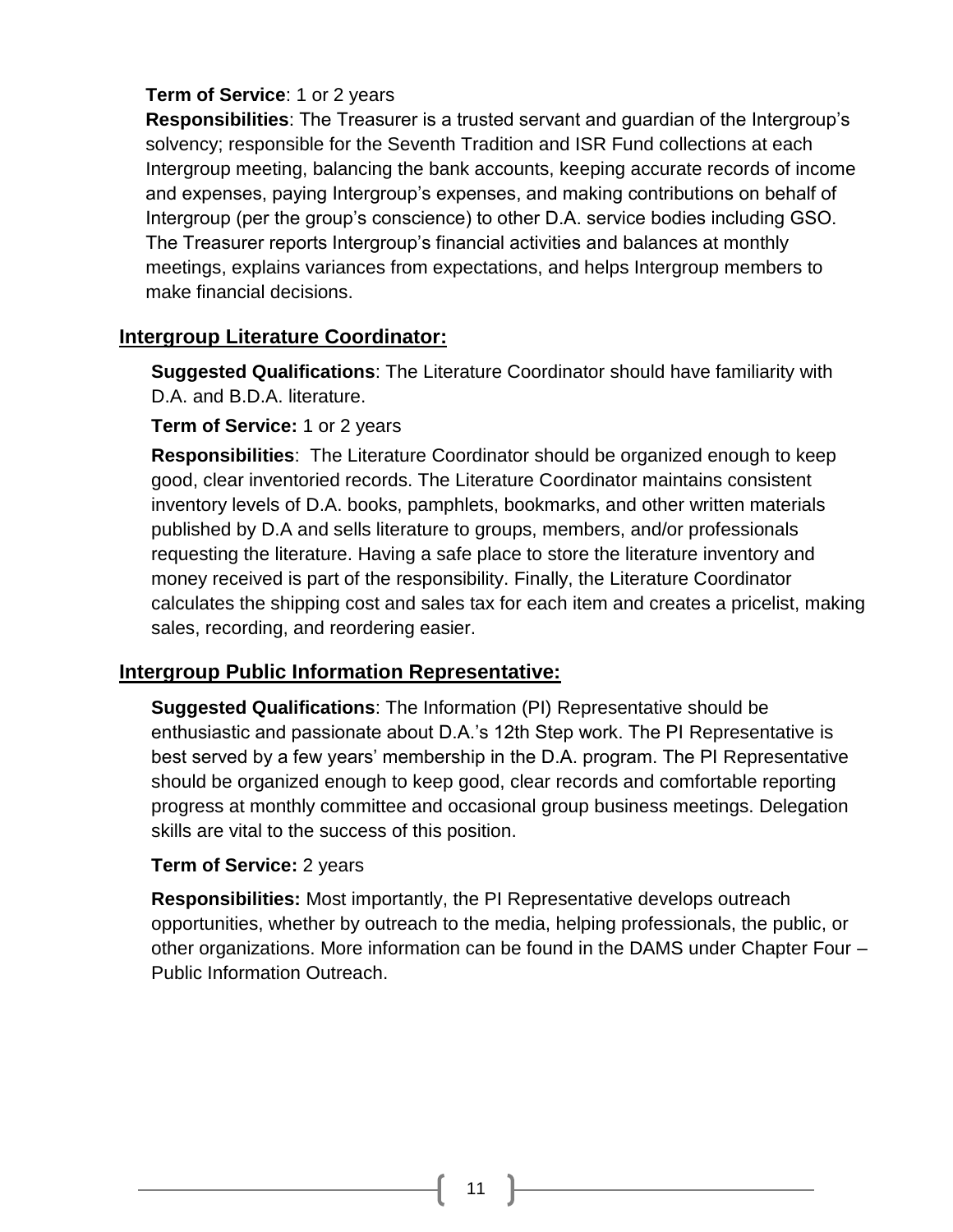**Term of Service**: 1 or 2 years

**Responsibilities**: The Treasurer is a trusted servant and guardian of the Intergroup's solvency; responsible for the Seventh Tradition and ISR Fund collections at each Intergroup meeting, balancing the bank accounts, keeping accurate records of income and expenses, paying Intergroup's expenses, and making contributions on behalf of Intergroup (per the group's conscience) to other D.A. service bodies including GSO. The Treasurer reports Intergroup's financial activities and balances at monthly meetings, explains variances from expectations, and helps Intergroup members to make financial decisions.

## Intergroup Literature Coordinator:

**Suggested Qualifications**: The Literature Coordinator should have familiarity with D.A. and B.D.A. literature.

**Term of Service:** 1 or 2 years

**Responsibilities**: The Literature Coordinator should be organized enough to keep good, clear inventoried records. The Literature Coordinator maintains consistent inventory levels of D.A. books, pamphlets, bookmarks, and other written materials published by D.A and sells literature to groups, members, and/or professionals requesting the literature. Having a safe place to store the literature inventory and money received is part of the responsibility. Finally, the Literature Coordinator calculates the shipping cost and sales tax for each item and creates a pricelist, making sales, recording, and reordering easier.

## Intergroup Public Information Representative:

**Suggested Qualifications**: The Information (PI) Representative should be enthusiastic and passionate about D.A.'s 12th Step work. The PI Representative is best served by a few years' membership in the D.A. program. The PI Representative should be organized enough to keep good, clear records and comfortable reporting progress at monthly committee and occasional group business meetings. Delegation skills are vital to the success of this position.

**Term of Service:** 2 years

**Responsibilities:** Most importantly, the PI Representative develops outreach opportunities, whether by outreach to the media, helping professionals, the public, or other organizations. More information can be found in the DAMS under Chapter Four – Public Information Outreach.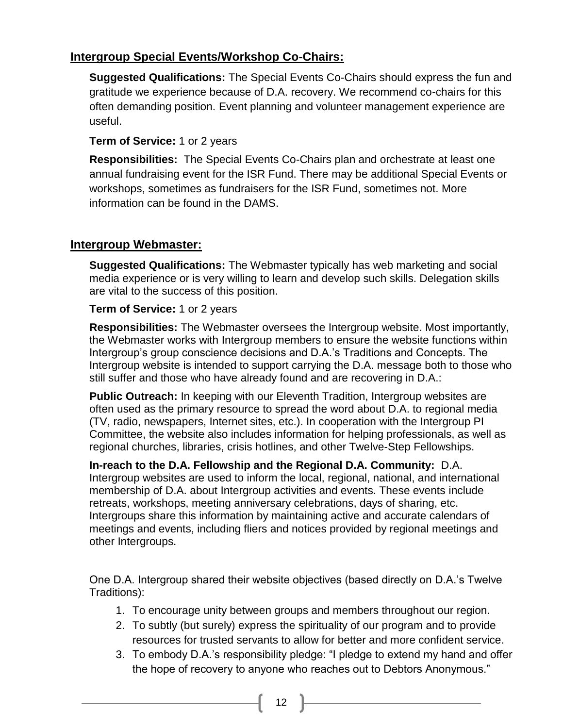## Intergroup Special Events/Workshop Co-Chairs:

**Suggested Qualifications:** The Special Events Co-Chairs should express the fun and gratitude we experience because of D.A. recovery. We recommend co-chairs for this often demanding position. Event planning and volunteer management experience are useful.

**Term of Service:** 1 or 2 years

**Responsibilities:** The Special Events Co-Chairs plan and orchestrate at least one annual fundraising event for the ISR Fund. There may be additional Special Events or workshops, sometimes as fundraisers for the ISR Fund, sometimes not. More information can be found in the DAMS.

## Intergroup Webmaster:

**Suggested Qualifications:** The Webmaster typically has web marketing and social media experience or is very willing to learn and develop such skills. Delegation skills are vital to the success of this position.

**Term of Service:** 1 or 2 years

**Responsibilities:** The Webmaster oversees the Intergroup website. Most importantly, the Webmaster works with Intergroup members to ensure the website functions within Intergroup's group conscience decisions and D.A.'s Traditions and Concepts. The Intergroup website is intended to support carrying the D.A. message both to those who still suffer and those who have already found and are recovering in D.A.:

**Public Outreach:** In keeping with our Eleventh Tradition, Intergroup websites are often used as the primary resource to spread the word about D.A. to regional media (TV, radio, newspapers, Internet sites, etc.). In cooperation with the Intergroup PI Committee, the website also includes information for helping professionals, as well as regional churches, libraries, crisis hotlines, and other Twelve-Step Fellowships.

**In-reach to the D.A. Fellowship and the Regional D.A. Community:** D.A. Intergroup websites are used to inform the local, regional, national, and international membership of D.A. about Intergroup activities and events. These events include retreats, workshops, meeting anniversary celebrations, days of sharing, etc. Intergroups share this information by maintaining active and accurate calendars of meetings and events, including fliers and notices provided by regional meetings and other Intergroups.

One D.A. Intergroup shared their website objectives (based directly on D.A.'s Twelve Traditions):

1. To encourage unity between groups and members throughout our region.
2. To subtly (but surely) express the spirituality of our program and to provide resources for trusted servants to allow for better and more confident service.
3. To embody D.A.'s responsibility pledge: "I pledge to extend my hand and offer the hope of recovery to anyone who reaches out to Debtors Anonymous."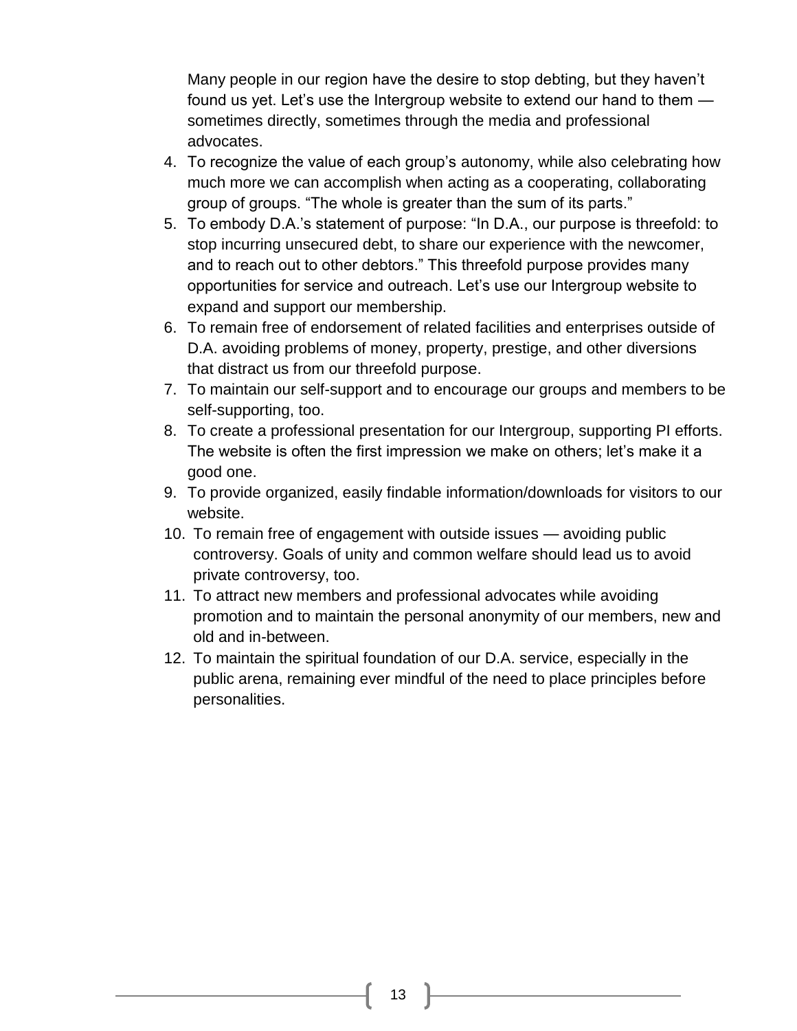Many people in our region have the desire to stop debting, but they haven't found us yet. Let's use the Intergroup website to extend our hand to them — sometimes directly, sometimes through the media and professional advocates.

4. To recognize the value of each group's autonomy, while also celebrating how much more we can accomplish when acting as a cooperating, collaborating group of groups. "The whole is greater than the sum of its parts."
5. To embody D.A.'s statement of purpose: "In D.A., our purpose is threefold: to stop incurring unsecured debt, to share our experience with the newcomer, and to reach out to other debtors." This threefold purpose provides many opportunities for service and outreach. Let's use our Intergroup website to expand and support our membership.
6. To remain free of endorsement of related facilities and enterprises outside of D.A. avoiding problems of money, property, prestige, and other diversions that distract us from our threefold purpose.
7. To maintain our self-support and to encourage our groups and members to be self-supporting, too.
8. To create a professional presentation for our Intergroup, supporting PI efforts. The website is often the first impression we make on others; let's make it a good one.
9. To provide organized, easily findable information/downloads for visitors to our website.
10. To remain free of engagement with outside issues — avoiding public controversy. Goals of unity and common welfare should lead us to avoid private controversy, too.
11. To attract new members and professional advocates while avoiding promotion and to maintain the personal anonymity of our members, new and old and in-between.
12. To maintain the spiritual foundation of our D.A. service, especially in the public arena, remaining ever mindful of the need to place principles before personalities.